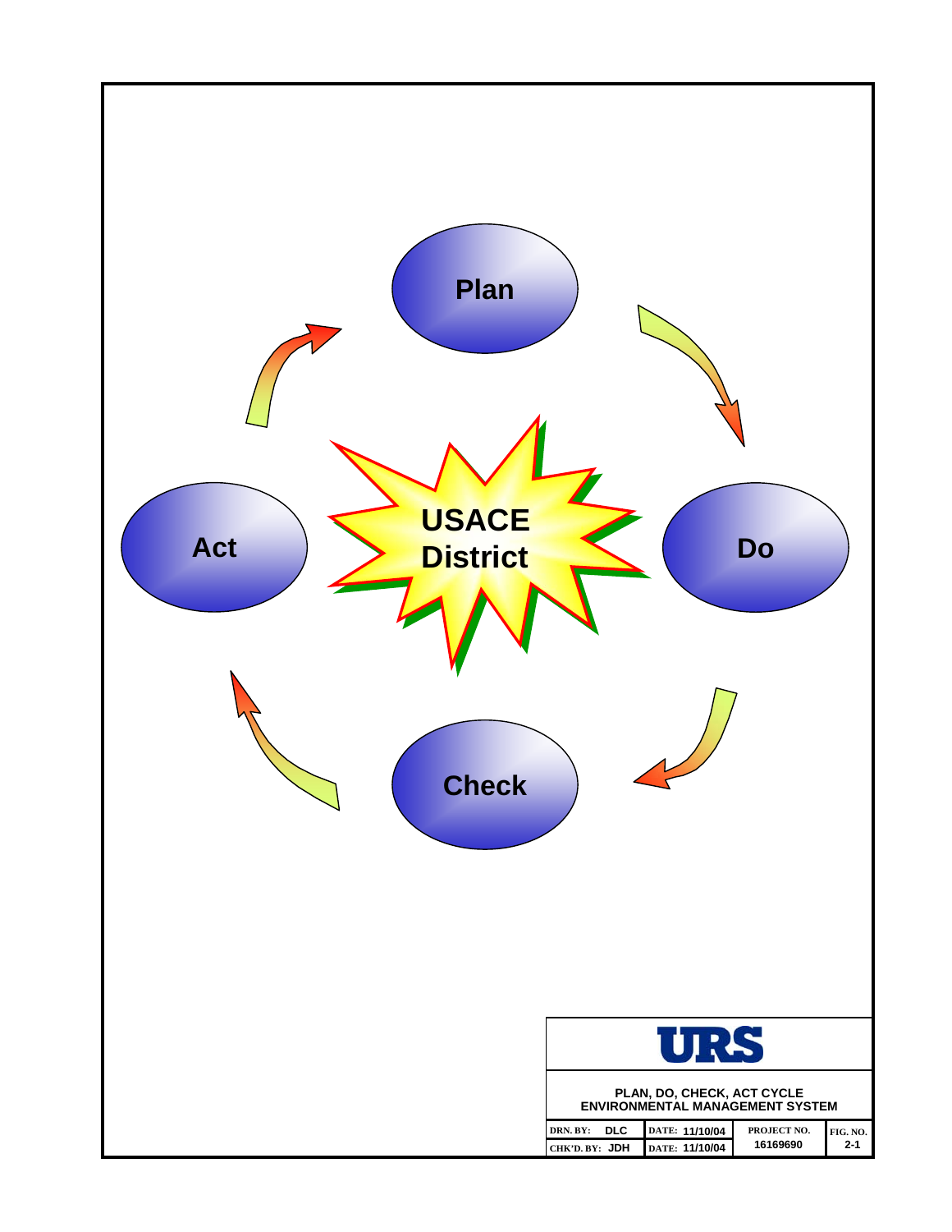Plan

Do

Check

Act

USACE District

URS

**PLAN, DO, CHECK, ACT CYCLE**
**ENVIRONMENTAL MANAGEMENT SYSTEM**

| DRN. BY: DLC | DATE: 11/10/04 | PROJECT NO. | FIG. NO. |
|---|---|---|---|
| CHK'D. BY: JDH | DATE: 11/10/04 | 16169690 | 2-1 |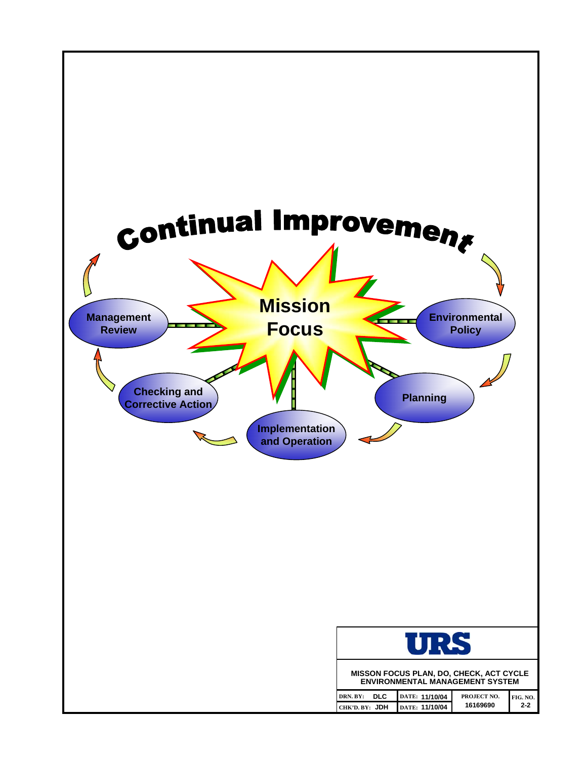# Continual Improvement

**Mission Focus**

- **Environmental Policy**
- **Planning**
- **Implementation and Operation**
- **Checking and Corrective Action**
- **Management Review**

**URS**

**MISSON FOCUS PLAN, DO, CHECK, ACT CYCLE ENVIRONMENTAL MANAGEMENT SYSTEM**

| DRN. BY: DLC | DATE: 11/10/04 | PROJECT NO. | FIG. NO. |
|---|---|---|---|
| CHK'D. BY: JDH | DATE: 11/10/04 | 16169690 | 2-2 |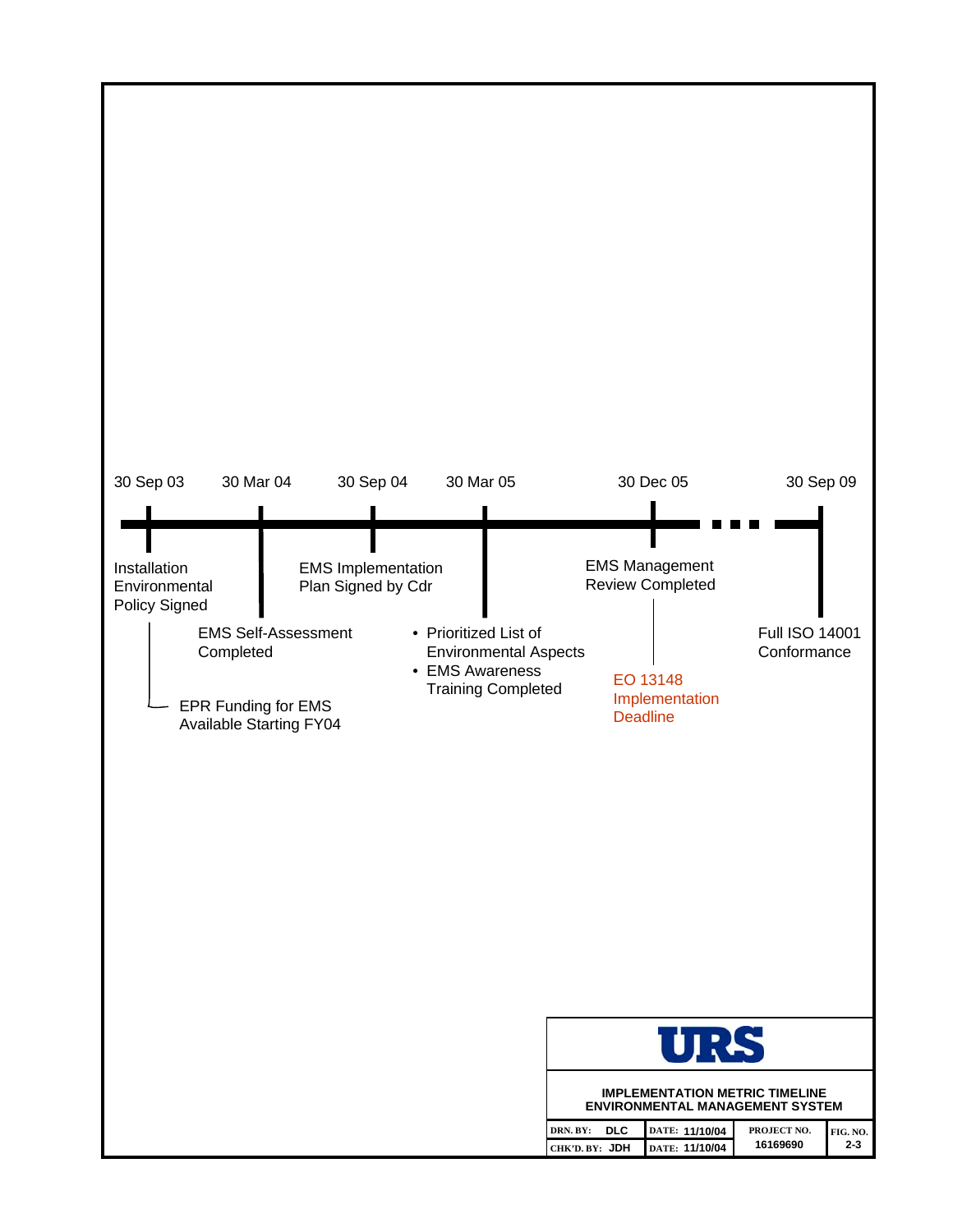30 Sep 03 — 30 Mar 04 — 30 Sep 04 — 30 Mar 05 — 30 Dec 05 — 30 Sep 09

- **30 Sep 03**: Installation Environmental Policy Signed
  - EPR Funding for EMS Available Starting FY04
- **30 Mar 04**: EMS Self-Assessment Completed
- **30 Sep 04**: EMS Implementation Plan Signed by Cdr
- **30 Mar 05**:
  - Prioritized List of Environmental Aspects
  - EMS Awareness Training Completed
- **30 Dec 05**: EMS Management Review Completed
  - EO 13148 Implementation Deadline
- **30 Sep 09**: Full ISO 14001 Conformance

URS

**IMPLEMENTATION METRIC TIMELINE**
**ENVIRONMENTAL MANAGEMENT SYSTEM**

| DRN. BY: DLC | DATE: 11/10/04 | PROJECT NO. | FIG. NO. |
|---|---|---|---|
| CHK'D. BY: JDH | DATE: 11/10/04 | 16169690 | 2-3 |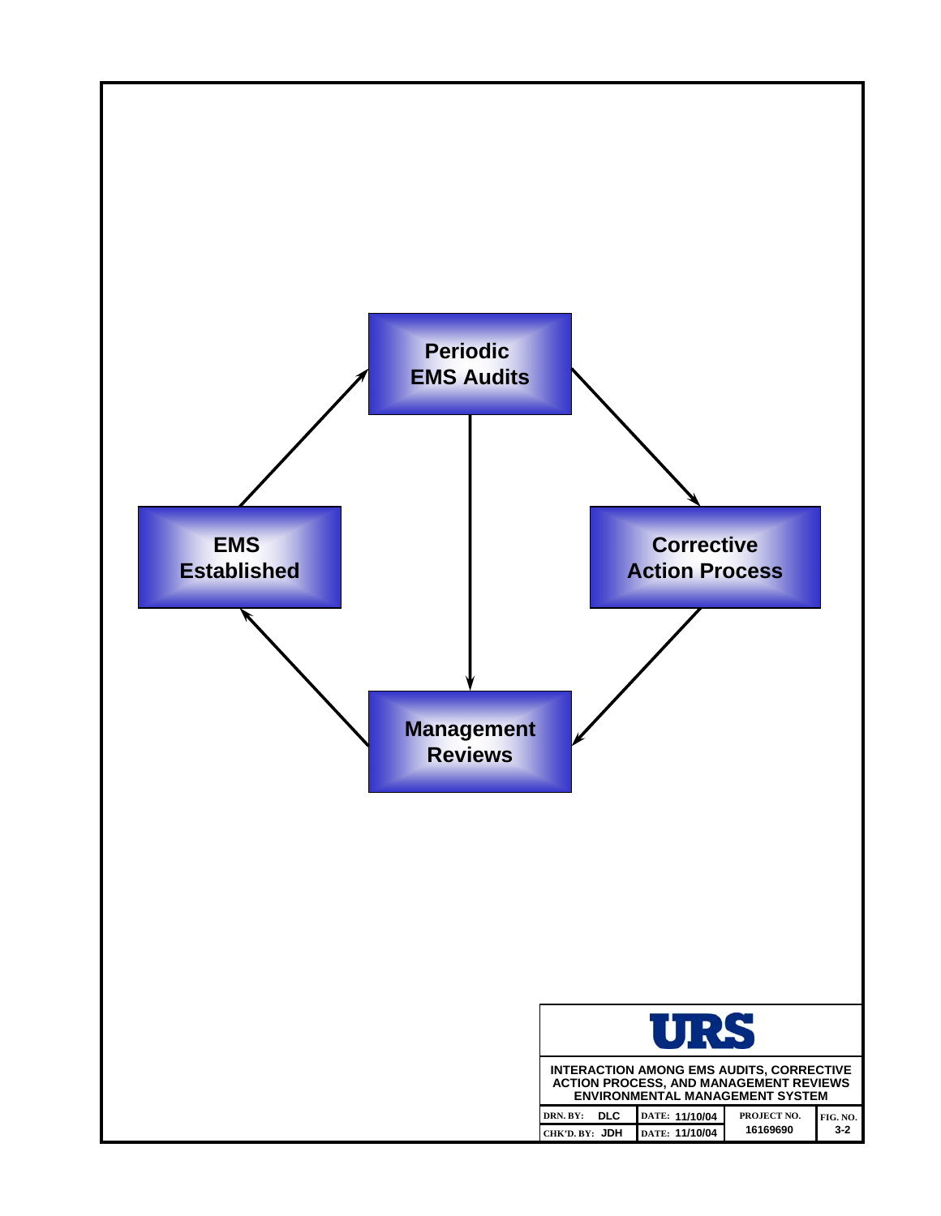Periodic
EMS Audits

EMS
Established

Corrective
Action Process

Management
Reviews

URS

**INTERACTION AMONG EMS AUDITS, CORRECTIVE ACTION PROCESS, AND MANAGEMENT REVIEWS**
**ENVIRONMENTAL MANAGEMENT SYSTEM**

| DRN. BY: DLC | DATE: 11/10/04 | PROJECT NO. | FIG. NO. |
|---|---|---|---|
| CHK'D. BY: JDH | DATE: 11/10/04 | 16169690 | 3-2 |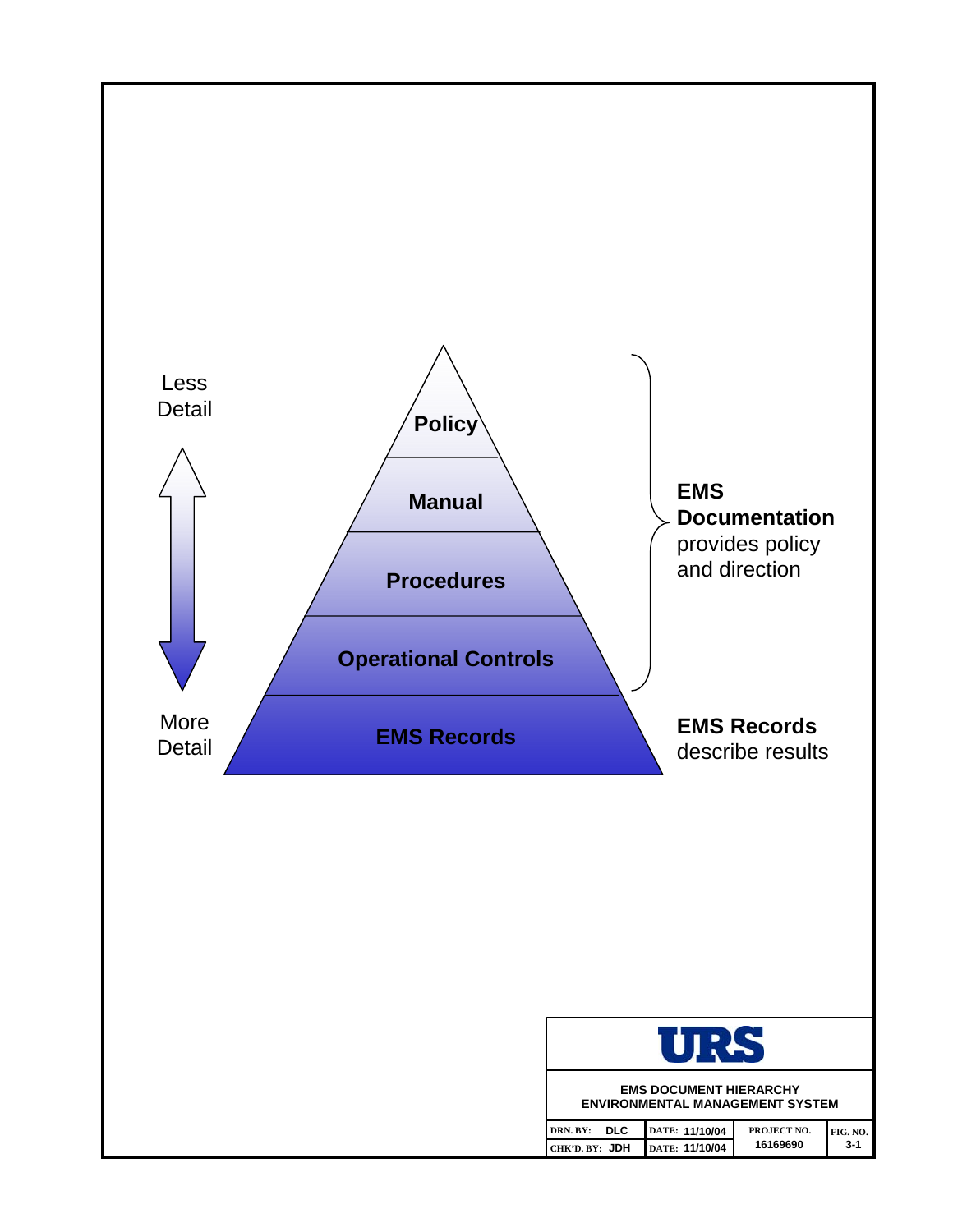Less Detail

More Detail

Policy

Manual

Procedures

Operational Controls

EMS Records

**EMS Documentation** provides policy and direction

**EMS Records** describe results

URS

**EMS DOCUMENT HIERARCHY**
**ENVIRONMENTAL MANAGEMENT SYSTEM**

| | | | |
|---|---|---|---|
| DRN. BY: DLC | DATE: 11/10/04 | PROJECT NO. 16169690 | FIG. NO. 3-1 |
| CHK'D. BY: JDH | DATE: 11/10/04 | | |